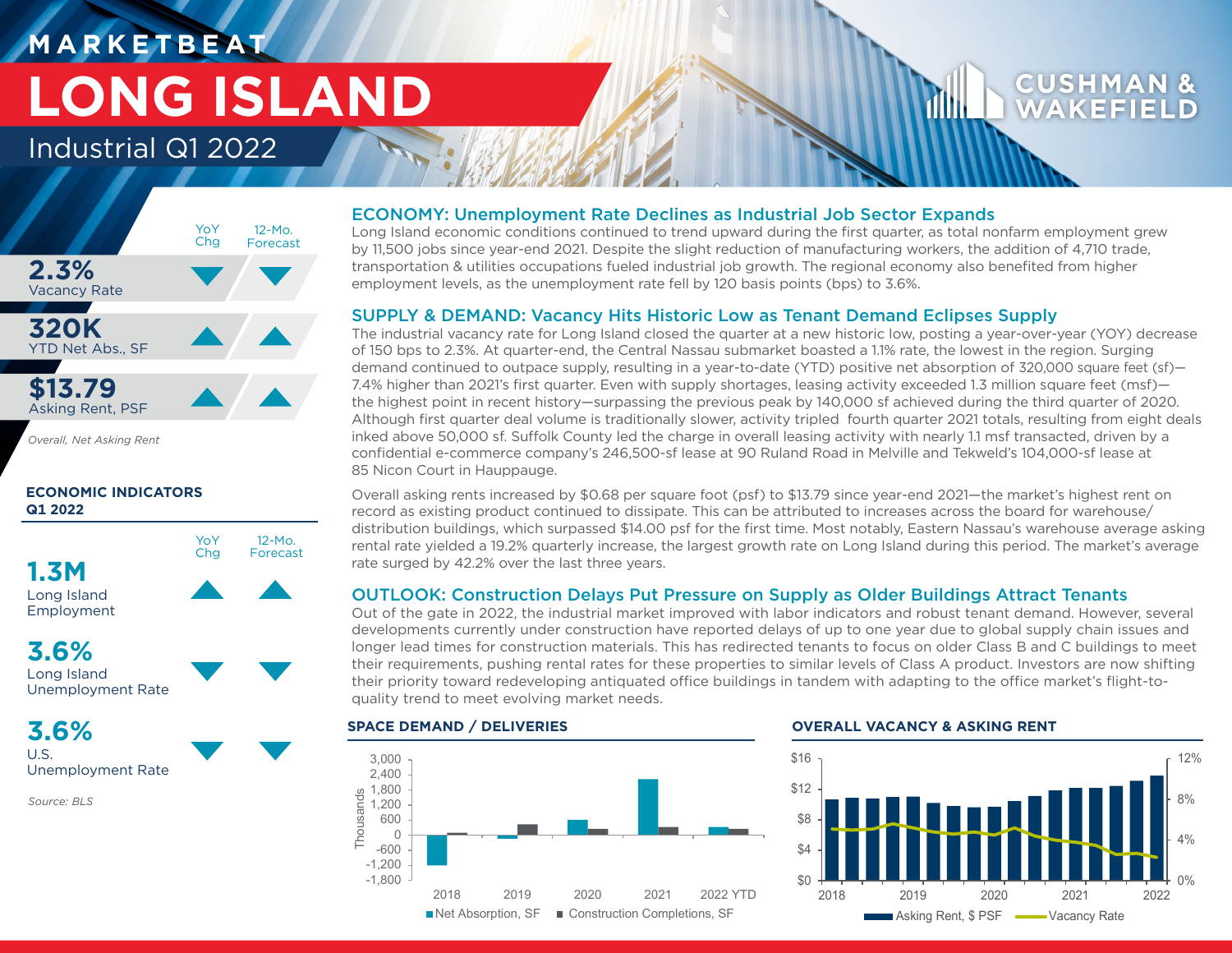# MARKETBEAT

# LONG ISLAND

## Industrial Q1 2022

CUSHMAN & WAKEFIELD

| | YoY Chg | 12-Mo. Forecast |
|---|---|---|
| **2.3%** Vacancy Rate | ▼ | ▼ |
| **320K** YTD Net Abs., SF | ▲ | ▲ |
| **$13.79** Asking Rent, PSF | ▲ | ▲ |

*Overall, Net Asking Rent*

### ECONOMIC INDICATORS Q1 2022

| | YoY Chg | 12-Mo. Forecast |
|---|---|---|
| **1.3M** Long Island Employment | ▲ | ▲ |
| **3.6%** Long Island Unemployment Rate | ▼ | ▼ |
| **3.6%** U.S. Unemployment Rate | ▼ | ▼ |

*Source: BLS*

## ECONOMY: Unemployment Rate Declines as Industrial Job Sector Expands

Long Island economic conditions continued to trend upward during the first quarter, as total nonfarm employment grew by 11,500 jobs since year-end 2021. Despite the slight reduction of manufacturing workers, the addition of 4,710 trade, transportation & utilities occupations fueled industrial job growth. The regional economy also benefited from higher employment levels, as the unemployment rate fell by 120 basis points (bps) to 3.6%.

## SUPPLY & DEMAND: Vacancy Hits Historic Low as Tenant Demand Eclipses Supply

The industrial vacancy rate for Long Island closed the quarter at a new historic low, posting a year-over-year (YOY) decrease of 150 bps to 2.3%. At quarter-end, the Central Nassau submarket boasted a 1.1% rate, the lowest in the region. Surging demand continued to outpace supply, resulting in a year-to-date (YTD) positive net absorption of 320,000 square feet (sf)—7.4% higher than 2021's first quarter. Even with supply shortages, leasing activity exceeded 1.3 million square feet (msf)—the highest point in recent history—surpassing the previous peak by 140,000 sf achieved during the third quarter of 2020. Although first quarter deal volume is traditionally slower, activity tripled fourth quarter 2021 totals, resulting from eight deals inked above 50,000 sf. Suffolk County led the charge in overall leasing activity with nearly 1.1 msf transacted, driven by a confidential e-commerce company's 246,500-sf lease at 90 Ruland Road in Melville and Tekweld's 104,000-sf lease at 85 Nicon Court in Hauppauge.

Overall asking rents increased by $0.68 per square foot (psf) to $13.79 since year-end 2021—the market's highest rent on record as existing product continued to dissipate. This can be attributed to increases across the board for warehouse/distribution buildings, which surpassed $14.00 psf for the first time. Most notably, Eastern Nassau's warehouse average asking rental rate yielded a 19.2% quarterly increase, the largest growth rate on Long Island during this period. The market's average rate surged by 42.2% over the last three years.

## OUTLOOK: Construction Delays Put Pressure on Supply as Older Buildings Attract Tenants

Out of the gate in 2022, the industrial market improved with labor indicators and robust tenant demand. However, several developments currently under construction have reported delays of up to one year due to global supply chain issues and longer lead times for construction materials. This has redirected tenants to focus on older Class B and C buildings to meet their requirements, pushing rental rates for these properties to similar levels of Class A product. Investors are now shifting their priority toward redeveloping antiquated office buildings in tandem with adapting to the office market's flight-to-quality trend to meet evolving market needs.

### SPACE DEMAND / DELIVERIES

Thousands: 3,000; 2,400; 1,800; 1,200; 600; 0; -600; -1,200; -1,800

2018 · 2019 · 2020 · 2021 · 2022 YTD

■ Net Absorption, SF ■ Construction Completions, SF

### OVERALL VACANCY & ASKING RENT

$16 · $12 · $8 · $4 · $0 | 12% · 8% · 4% · 0%

2018 · 2019 · 2020 · 2021 · 2022

■ Asking Rent, $ PSF — Vacancy Rate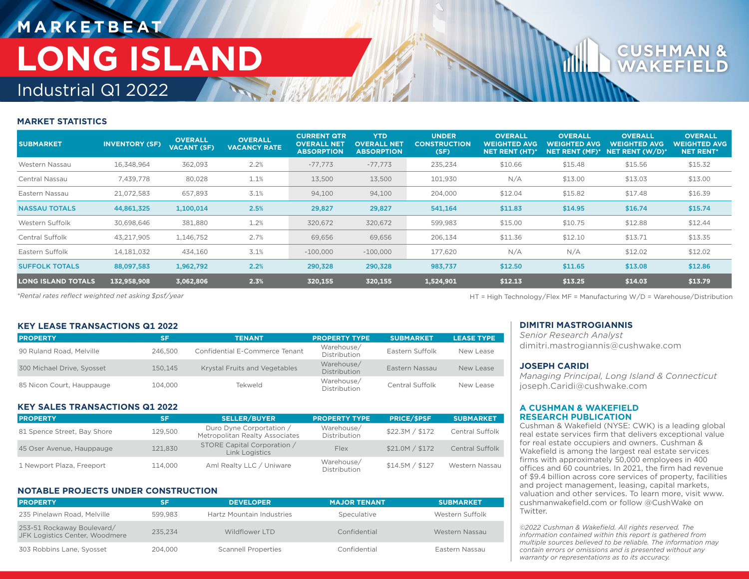# MARKETBEAT

# LONG ISLAND

Industrial Q1 2022

CUSHMAN & WAKEFIELD

## MARKET STATISTICS

| SUBMARKET | INVENTORY (SF) | OVERALL VACANT (SF) | OVERALL VACANCY RATE | CURRENT QTR OVERALL NET ABSORPTION | YTD OVERALL NET ABSORPTION | UNDER CONSTRUCTION (SF) | OVERALL WEIGHTED AVG NET RENT (HT)* | OVERALL WEIGHTED AVG NET RENT (MF)* | OVERALL WEIGHTED AVG NET RENT (W/D)* | OVERALL WEIGHTED AVG NET RENT* |
|---|---|---|---|---|---|---|---|---|---|---|
| Western Nassau | 16,348,964 | 362,093 | 2.2% | -77,773 | -77,773 | 235,234 | $10.66 | $15.48 | $15.56 | $15.32 |
| Central Nassau | 7,439,778 | 80,028 | 1.1% | 13,500 | 13,500 | 101,930 | N/A | $13.00 | $13.03 | $13.00 |
| Eastern Nassau | 21,072,583 | 657,893 | 3.1% | 94,100 | 94,100 | 204,000 | $12.04 | $15.82 | $17.48 | $16.39 |
| **NASSAU TOTALS** | **44,861,325** | **1,100,014** | **2.5%** | **29,827** | **29,827** | **541,164** | **$11.83** | **$14.95** | **$16.74** | **$15.74** |
| Western Suffolk | 30,698,646 | 381,880 | 1.2% | 320,672 | 320,672 | 599,983 | $15.00 | $10.75 | $12.88 | $12.44 |
| Central Suffolk | 43,217,905 | 1,146,752 | 2.7% | 69,656 | 69,656 | 206,134 | $11.36 | $12.10 | $13.71 | $13.35 |
| Eastern Suffolk | 14,181,032 | 434,160 | 3.1% | -100,000 | -100,000 | 177,620 | N/A | N/A | $12.02 | $12.02 |
| **SUFFOLK TOTALS** | **88,097,583** | **1,962,792** | **2.2%** | **290,328** | **290,328** | **983,737** | **$12.50** | **$11.65** | **$13.08** | **$12.86** |
| **LONG ISLAND TOTALS** | **132,958,908** | **3,062,806** | **2.3%** | **320,155** | **320,155** | **1,524,901** | **$12.13** | **$13.25** | **$14.03** | **$13.79** |

*Rental rates reflect weighted net asking $psf/year*

HT = High Technology/Flex MF = Manufacturing W/D = Warehouse/Distribution

## KEY LEASE TRANSACTIONS Q1 2022

| PROPERTY | SF | TENANT | PROPERTY TYPE | SUBMARKET | LEASE TYPE |
|---|---|---|---|---|---|
| 90 Ruland Road, Melville | 246,500 | Confidential E-Commerce Tenant | Warehouse/ Distribution | Eastern Suffolk | New Lease |
| 300 Michael Drive, Syosset | 150,145 | Krystal Fruits and Vegetables | Warehouse/ Distribution | Eastern Nassau | New Lease |
| 85 Nicon Court, Hauppauge | 104,000 | Tekweld | Warehouse/ Distribution | Central Suffolk | New Lease |

## KEY SALES TRANSACTIONS Q1 2022

| PROPERTY | SF | SELLER/BUYER | PROPERTY TYPE | PRICE/$PSF | SUBMARKET |
|---|---|---|---|---|---|
| 81 Spence Street, Bay Shore | 129,500 | Duro Dyne Corportation / Metropolitan Realty Associates | Warehouse/ Distribution | $22.3M / $172 | Central Suffolk |
| 45 Oser Avenue, Hauppauge | 121,830 | STORE Capital Corporation / Link Logistics | Flex | $21.0M / $172 | Central Suffolk |
| 1 Newport Plaza, Freeport | 114,000 | Aml Realty LLC / Uniware | Warehouse/ Distribution | $14.5M / $127 | Western Nassau |

## NOTABLE PROJECTS UNDER CONSTRUCTION

| PROPERTY | SF | DEVELOPER | MAJOR TENANT | SUBMARKET |
|---|---|---|---|---|
| 235 Pinelawn Road, Melville | 599,983 | Hartz Mountain Industries | Speculative | Western Suffolk |
| 253-51 Rockaway Boulevard/ JFK Logistics Center, Woodmere | 235,234 | Wildflower LTD | Confidential | Western Nassau |
| 303 Robbins Lane, Syosset | 204,000 | Scannell Properties | Confidential | Eastern Nassau |

**DIMITRI MASTROGIANNIS**
*Senior Research Analyst*
dimitri.mastrogiannis@cushwake.com

**JOSEPH CARIDI**
*Managing Principal, Long Island & Connecticut*
joseph.Caridi@cushwake.com

**A CUSHMAN & WAKEFIELD RESEARCH PUBLICATION**

Cushman & Wakefield (NYSE: CWK) is a leading global real estate services firm that delivers exceptional value for real estate occupiers and owners. Cushman & Wakefield is among the largest real estate services firms with approximately 50,000 employees in 400 offices and 60 countries. In 2021, the firm had revenue of $9.4 billion across core services of property, facilities and project management, leasing, capital markets, valuation and other services. To learn more, visit www.cushmanwakefield.com or follow @CushWake on Twitter.

*©2022 Cushman & Wakefield. All rights reserved. The information contained within this report is gathered from multiple sources believed to be reliable. The information may contain errors or omissions and is presented without any warranty or representations as to its accuracy.*